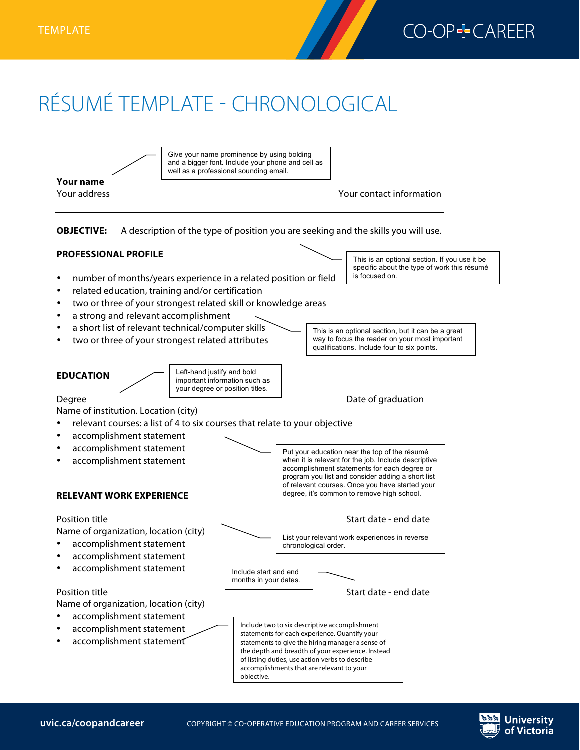TEMPLATE

CO-OP + CAREER

# RÉSUMÉ TEMPLATE - CHRONOLOGICAL

> Give your name prominence by using bolding and a bigger font. Include your phone and cell as well as a professional sounding email.

**Your name**
Your address | Your contact information

---

**OBJECTIVE:** A description of the type of position you are seeking and the skills you will use.

**PROFESSIONAL PROFILE**

> This is an optional section. If you use it be specific about the type of work this résumé is focused on.

- number of months/years experience in a related position or field
- related education, training and/or certification
- two or three of your strongest related skill or knowledge areas
- a strong and relevant accomplishment
- a short list of relevant technical/computer skills
- two or three of your strongest related attributes

> This is an optional section, but it can be a great way to focus the reader on your most important qualifications. Include four to six points.

**EDUCATION**

> Left-hand justify and bold important information such as your degree or position titles.

Degree | Date of graduation
Name of institution. Location (city)

- relevant courses: a list of 4 to six courses that relate to your objective
- accomplishment statement
- accomplishment statement
- accomplishment statement

> Put your education near the top of the résumé when it is relevant for the job. Include descriptive accomplishment statements for each degree or program you list and consider adding a short list of relevant courses. Once you have started your degree, it's common to remove high school.

**RELEVANT WORK EXPERIENCE**

Position title | Start date - end date
Name of organization, location (city)

- accomplishment statement
- accomplishment statement
- accomplishment statement

> List your relevant work experiences in reverse chronological order.

> Include start and end months in your dates.

Position title | Start date - end date
Name of organization, location (city)

- accomplishment statement
- accomplishment statement
- accomplishment statement

> Include two to six descriptive accomplishment statements for each experience. Quantify your statements to give the hiring manager a sense of the depth and breadth of your experience. Instead of listing duties, use action verbs to describe accomplishments that are relevant to your objective.

uvic.ca/coopandcareer

COPYRIGHT © CO-OPERATIVE EDUCATION PROGRAM AND CAREER SERVICES

University of Victoria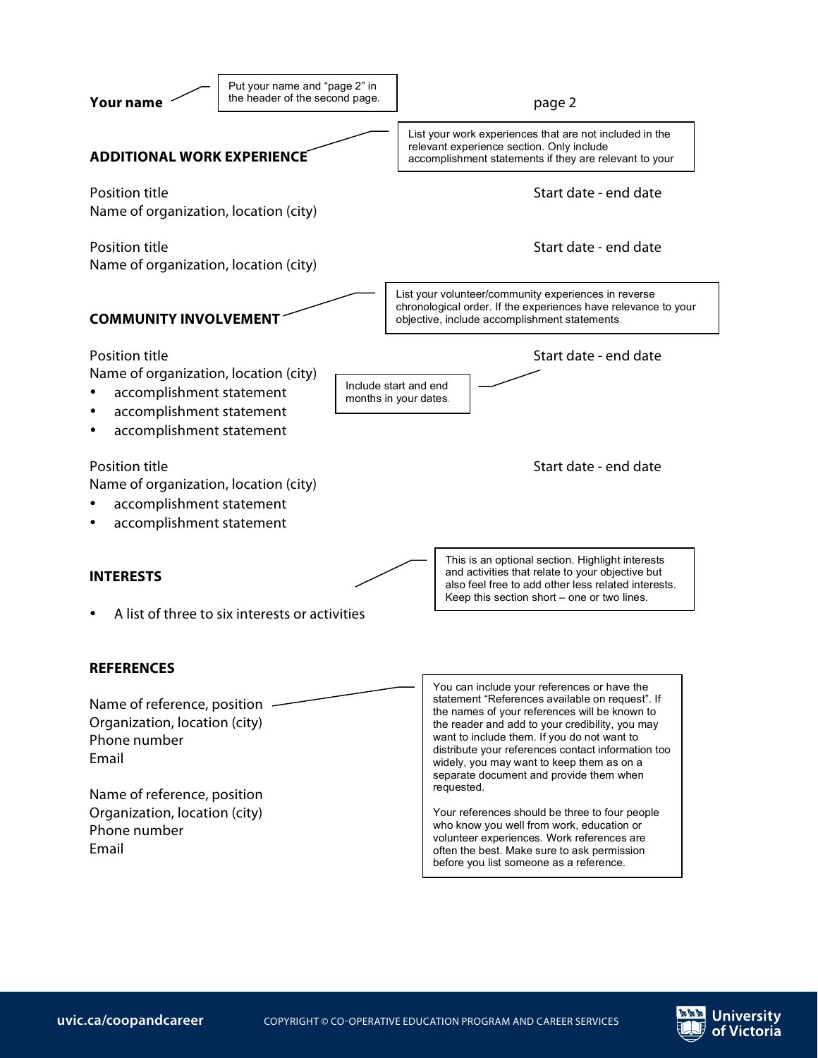**Your name** page 2

> Put your name and "page 2" in the header of the second page.

## ADDITIONAL WORK EXPERIENCE

> List your work experiences that are not included in the relevant experience section. Only include accomplishment statements if they are relevant to your

Position title Start date - end date
Name of organization, location (city)

Position title Start date - end date
Name of organization, location (city)

## COMMUNITY INVOLVEMENT

> List your volunteer/community experiences in reverse chronological order. If the experiences have relevance to your objective, include accomplishment statements.

Position title Start date - end date
Name of organization, location (city)

- accomplishment statement
- accomplishment statement
- accomplishment statement

> Include start and end months in your dates.

Position title Start date - end date
Name of organization, location (city)

- accomplishment statement
- accomplishment statement

## INTERESTS

> This is an optional section. Highlight interests and activities that relate to your objective but also feel free to add other less related interests. Keep this section short – one or two lines.

- A list of three to six interests or activities

## REFERENCES

Name of reference, position
Organization, location (city)
Phone number
Email

Name of reference, position
Organization, location (city)
Phone number
Email

> You can include your references or have the statement "References available on request". If the names of your references will be known to the reader and add to your credibility, you may want to include them. If you do not want to distribute your references contact information too widely, you may want to keep them as a separate document and provide them when requested.
>
> Your references should be three to four people who know you well from work, education or volunteer experiences. Work references are often the best. Make sure to ask permission before you list someone as a reference.

uvic.ca/coopandcareer COPYRIGHT © CO-OPERATIVE EDUCATION PROGRAM AND CAREER SERVICES University of Victoria